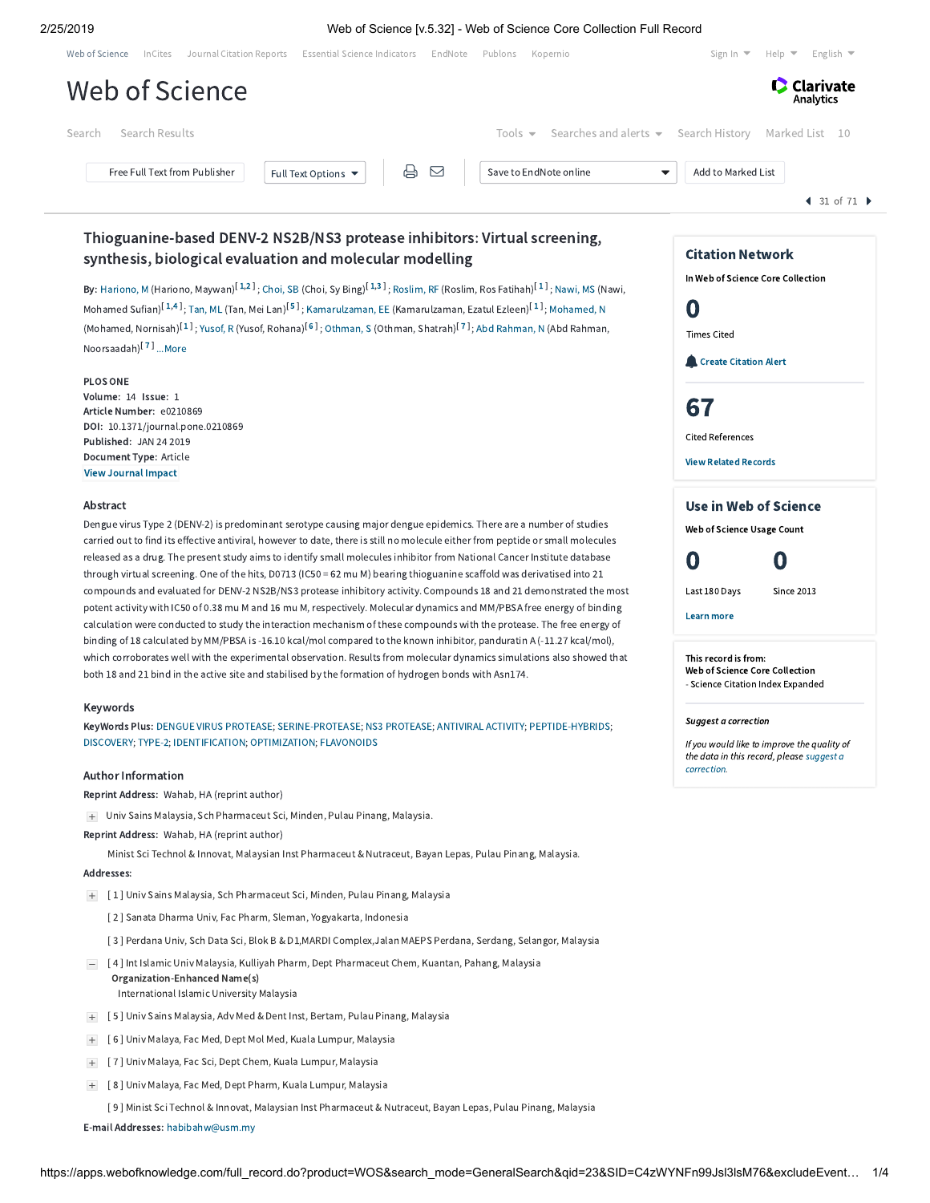# Web of Science

Search | Search Results | Tools | Searches and alerts | Search History | Marked List 10

Free Full Text from Publisher | Full Text Options | Save to EndNote online | Add to Marked List

31 of 71

## Thioguanine-based DENV-2 NS2B/NS3 protease inhibitors: Virtual screening, synthesis, biological evaluation and molecular modelling

**By:** Hariono, M (Hariono, Maywan)[1,2]; Choi, SB (Choi, Sy Bing)[1,3]; Roslim, RF (Roslim, Ros Fatihah)[1]; Nawi, MS (Nawi, Mohamed Sufian)[1,4]; Tan, ML (Tan, Mei Lan)[5]; Kamarulzaman, EE (Kamarulzaman, Ezatul Ezleen)[1]; Mohamed, N (Mohamed, Nornisah)[1]; Yusof, R (Yusof, Rohana)[6]; Othman, S (Othman, Shatrah)[7]; Abd Rahman, N (Abd Rahman, Noorsaadah)[7] ...More

**PLOS ONE**
**Volume:** 14 **Issue:** 1
**Article Number:** e0210869
**DOI:** 10.1371/journal.pone.0210869
**Published:** JAN 24 2019
**Document Type:** Article
View Journal Impact

### Abstract

Dengue virus Type 2 (DENV-2) is predominant serotype causing major dengue epidemics. There are a number of studies carried out to find its effective antiviral, however to date, there is still no molecule either from peptide or small molecules released as a drug. The present study aims to identify small molecules inhibitor from National Cancer Institute database through virtual screening. One of the hits, D0713 (IC50 = 62 mu M) bearing thioguanine scaffold was derivatised into 21 compounds and evaluated for DENV-2 NS2B/NS3 protease inhibitory activity. Compounds 18 and 21 demonstrated the most potent activity with IC50 of 0.38 mu M and 16 mu M, respectively. Molecular dynamics and MM/PBSA free energy of binding calculation were conducted to study the interaction mechanism of these compounds with the protease. The free energy of binding of 18 calculated by MM/PBSA is -16.10 kcal/mol compared to the known inhibitor, panduratin A (-11.27 kcal/mol), which corroborates well with the experimental observation. Results from molecular dynamics simulations also showed that both 18 and 21 bind in the active site and stabilised by the formation of hydrogen bonds with Asn174.

### Keywords

**KeyWords Plus:** DENGUE VIRUS PROTEASE; SERINE-PROTEASE; NS3 PROTEASE; ANTIVIRAL ACTIVITY; PEPTIDE-HYBRIDS; DISCOVERY; TYPE-2; IDENTIFICATION; OPTIMIZATION; FLAVONOIDS

### Author Information

**Reprint Address:** Wahab, HA (reprint author)

Univ Sains Malaysia, Sch Pharmaceut Sci, Minden, Pulau Pinang, Malaysia.

**Reprint Address:** Wahab, HA (reprint author)

Minist Sci Technol & Innovat, Malaysian Inst Pharmaceut & Nutraceut, Bayan Lepas, Pulau Pinang, Malaysia.

**Addresses:**

[ 1 ] Univ Sains Malaysia, Sch Pharmaceut Sci, Minden, Pulau Pinang, Malaysia

[ 2 ] Sanata Dharma Univ, Fac Pharm, Sleman, Yogyakarta, Indonesia

[ 3 ] Perdana Univ, Sch Data Sci, Blok B & D1,MARDI Complex,Jalan MAEPS Perdana, Serdang, Selangor, Malaysia

[ 4 ] Int Islamic Univ Malaysia, Kulliyah Pharm, Dept Pharmaceut Chem, Kuantan, Pahang, Malaysia
**Organization-Enhanced Name(s)**
International Islamic University Malaysia

[ 5 ] Univ Sains Malaysia, Adv Med & Dent Inst, Bertam, Pulau Pinang, Malaysia

[ 6 ] Univ Malaya, Fac Med, Dept Mol Med, Kuala Lumpur, Malaysia

[ 7 ] Univ Malaya, Fac Sci, Dept Chem, Kuala Lumpur, Malaysia

[ 8 ] Univ Malaya, Fac Med, Dept Pharm, Kuala Lumpur, Malaysia

[ 9 ] Minist Sci Technol & Innovat, Malaysian Inst Pharmaceut & Nutraceut, Bayan Lepas, Pulau Pinang, Malaysia

**E-mail Addresses:** habibahw@usm.my

### Citation Network

In Web of Science Core Collection

**0** Times Cited

Create Citation Alert

**67** Cited References

View Related Records

### Use in Web of Science

Web of Science Usage Count

**0** Last 180 Days

**0** Since 2013

Learn more

This record is from:
**Web of Science Core Collection**
- Science Citation Index Expanded

*Suggest a correction*

*If you would like to improve the quality of the data in this record, please suggest a correction.*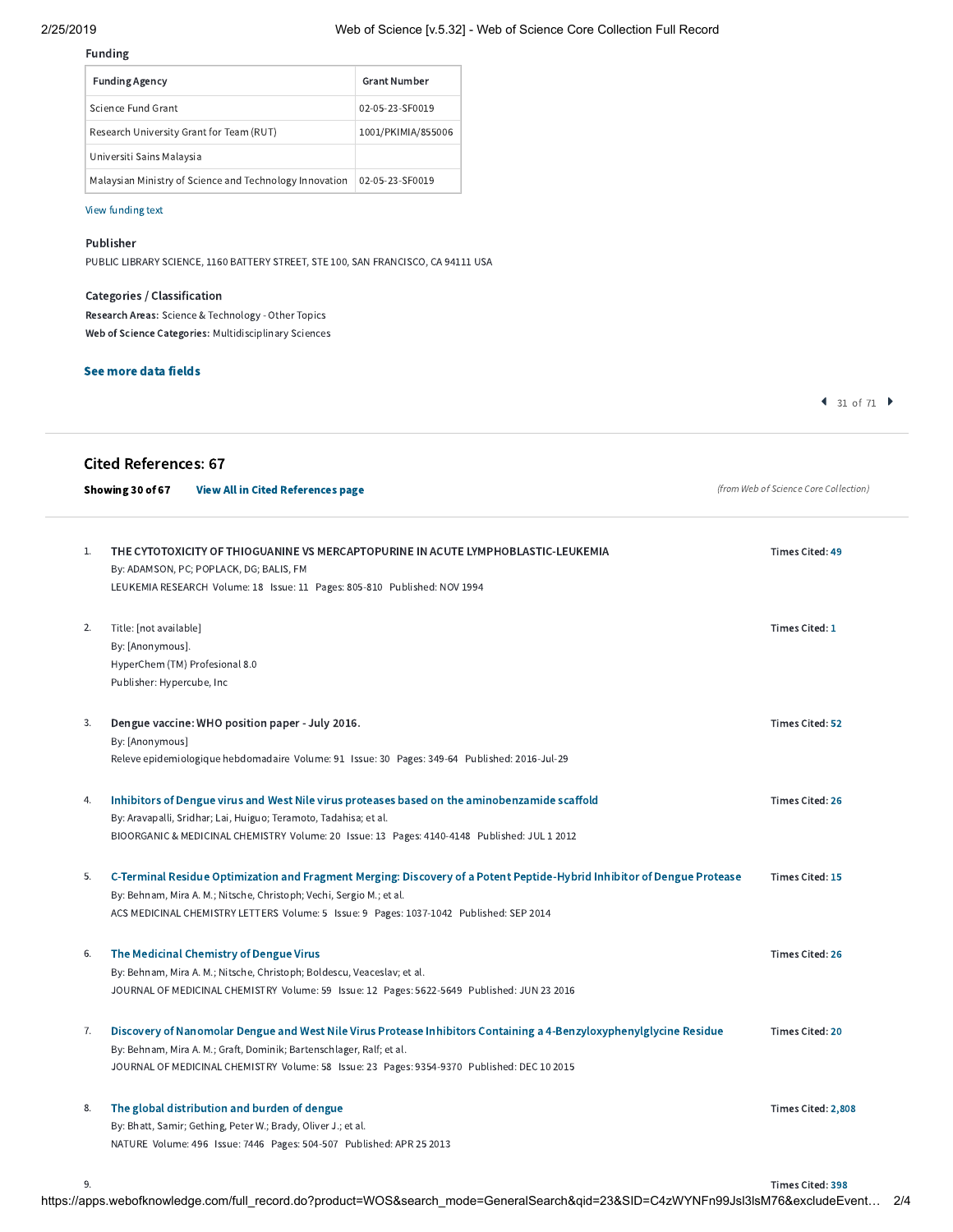### Funding

| Funding Agency | Grant Number |
|---|---|
| Science Fund Grant | 02-05-23-SF0019 |
| Research University Grant for Team (RUT) | 1001/PKIMIA/855006 |
| Universiti Sains Malaysia | |
| Malaysian Ministry of Science and Technology Innovation | 02-05-23-SF0019 |

View funding text

### Publisher

PUBLIC LIBRARY SCIENCE, 1160 BATTERY STREET, STE 100, SAN FRANCISCO, CA 94111 USA

### Categories / Classification

**Research Areas:** Science & Technology - Other Topics

**Web of Science Categories:** Multidisciplinary Sciences

**See more data fields**

31 of 71

## Cited References: 67

**Showing 30 of 67** **View All in Cited References page**

*(from Web of Science Core Collection)*

1. THE CYTOTOXICITY OF THIOGUANINE VS MERCAPTOPURINE IN ACUTE LYMPHOBLASTIC-LEUKEMIA
   By: ADAMSON, PC; POPLACK, DG; BALIS, FM
   LEUKEMIA RESEARCH Volume: 18 Issue: 11 Pages: 805-810 Published: NOV 1994
   **Times Cited:** 49

2. Title: [not available]
   By: [Anonymous].
   HyperChem (TM) Profesional 8.0
   Publisher: Hypercube, Inc
   **Times Cited:** 1

3. Dengue vaccine: WHO position paper - July 2016.
   By: [Anonymous]
   Releve epidemiologique hebdomadaire Volume: 91 Issue: 30 Pages: 349-64 Published: 2016-Jul-29
   **Times Cited:** 52

4. Inhibitors of Dengue virus and West Nile virus proteases based on the aminobenzamide scaffold
   By: Aravapalli, Sridhar; Lai, Huiguo; Teramoto, Tadahisa; et al.
   BIOORGANIC & MEDICINAL CHEMISTRY Volume: 20 Issue: 13 Pages: 4140-4148 Published: JUL 1 2012
   **Times Cited:** 26

5. C-Terminal Residue Optimization and Fragment Merging: Discovery of a Potent Peptide-Hybrid Inhibitor of Dengue Protease
   By: Behnam, Mira A. M.; Nitsche, Christoph; Vechi, Sergio M.; et al.
   ACS MEDICINAL CHEMISTRY LETTERS Volume: 5 Issue: 9 Pages: 1037-1042 Published: SEP 2014
   **Times Cited:** 15

6. The Medicinal Chemistry of Dengue Virus
   By: Behnam, Mira A. M.; Nitsche, Christoph; Boldescu, Veaceslav; et al.
   JOURNAL OF MEDICINAL CHEMISTRY Volume: 59 Issue: 12 Pages: 5622-5649 Published: JUN 23 2016
   **Times Cited:** 26

7. Discovery of Nanomolar Dengue and West Nile Virus Protease Inhibitors Containing a 4-Benzyloxyphenylglycine Residue
   By: Behnam, Mira A. M.; Graft, Dominik; Bartenschlager, Ralf; et al.
   JOURNAL OF MEDICINAL CHEMISTRY Volume: 58 Issue: 23 Pages: 9354-9370 Published: DEC 10 2015
   **Times Cited:** 20

8. The global distribution and burden of dengue
   By: Bhatt, Samir; Gething, Peter W.; Brady, Oliver J.; et al.
   NATURE Volume: 496 Issue: 7446 Pages: 504-507 Published: APR 25 2013
   **Times Cited:** 2,808

9. **Times Cited:** 398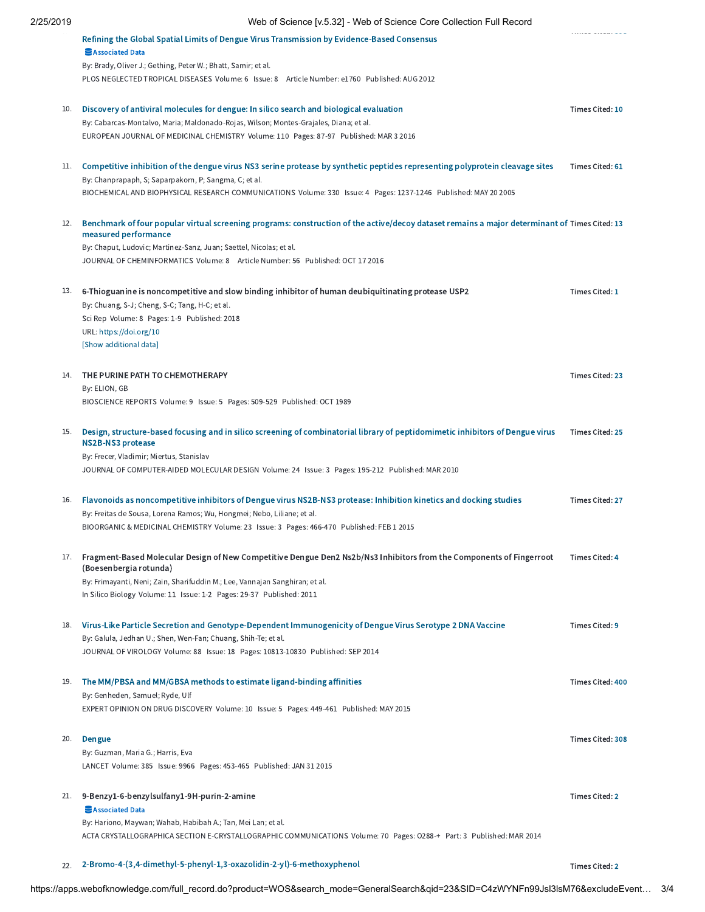Refining the Global Spatial Limits of Dengue Virus Transmission by Evidence-Based Consensus
Associated Data
By: Brady, Oliver J.; Gething, Peter W.; Bhatt, Samir; et al.
PLOS NEGLECTED TROPICAL DISEASES Volume: 6 Issue: 8 Article Number: e1760 Published: AUG 2012

10. Discovery of antiviral molecules for dengue: In silico search and biological evaluation — Times Cited: 10
By: Cabarcas-Montalvo, Maria; Maldonado-Rojas, Wilson; Montes-Grajales, Diana; et al.
EUROPEAN JOURNAL OF MEDICINAL CHEMISTRY Volume: 110 Pages: 87-97 Published: MAR 3 2016

11. Competitive inhibition of the dengue virus NS3 serine protease by synthetic peptides representing polyprotein cleavage sites — Times Cited: 61
By: Chanprapaph, S; Saparpakorn, P; Sangma, C; et al.
BIOCHEMICAL AND BIOPHYSICAL RESEARCH COMMUNICATIONS Volume: 330 Issue: 4 Pages: 1237-1246 Published: MAY 20 2005

12. Benchmark of four popular virtual screening programs: construction of the active/decoy dataset remains a major determinant of measured performance — Times Cited: 13
By: Chaput, Ludovic; Martinez-Sanz, Juan; Saettel, Nicolas; et al.
JOURNAL OF CHEMINFORMATICS Volume: 8 Article Number: 56 Published: OCT 17 2016

13. 6-Thioguanine is noncompetitive and slow binding inhibitor of human deubiquitinating protease USP2 — Times Cited: 1
By: Chuang, S-J; Cheng, S-C; Tang, H-C; et al.
Sci Rep Volume: 8 Pages: 1-9 Published: 2018
URL: https://doi.org/10
[Show additional data]

14. THE PURINE PATH TO CHEMOTHERAPY — Times Cited: 23
By: ELION, GB
BIOSCIENCE REPORTS Volume: 9 Issue: 5 Pages: 509-529 Published: OCT 1989

15. Design, structure-based focusing and in silico screening of combinatorial library of peptidomimetic inhibitors of Dengue virus NS2B-NS3 protease — Times Cited: 25
By: Frecer, Vladimir; Miertus, Stanislav
JOURNAL OF COMPUTER-AIDED MOLECULAR DESIGN Volume: 24 Issue: 3 Pages: 195-212 Published: MAR 2010

16. Flavonoids as noncompetitive inhibitors of Dengue virus NS2B-NS3 protease: Inhibition kinetics and docking studies — Times Cited: 27
By: Freitas de Sousa, Lorena Ramos; Wu, Hongmei; Nebo, Liliane; et al.
BIOORGANIC & MEDICINAL CHEMISTRY Volume: 23 Issue: 3 Pages: 466-470 Published: FEB 1 2015

17. Fragment-Based Molecular Design of New Competitive Dengue Den2 Ns2b/Ns3 Inhibitors from the Components of Fingerroot (Boesenbergia rotunda) — Times Cited: 4
By: Frimayanti, Neni; Zain, Sharifuddin M.; Lee, Vannajan Sanghiran; et al.
In Silico Biology Volume: 11 Issue: 1-2 Pages: 29-37 Published: 2011

18. Virus-Like Particle Secretion and Genotype-Dependent Immunogenicity of Dengue Virus Serotype 2 DNA Vaccine — Times Cited: 9
By: Galula, Jedhan U.; Shen, Wen-Fan; Chuang, Shih-Te; et al.
JOURNAL OF VIROLOGY Volume: 88 Issue: 18 Pages: 10813-10830 Published: SEP 2014

19. The MM/PBSA and MM/GBSA methods to estimate ligand-binding affinities — Times Cited: 400
By: Genheden, Samuel; Ryde, Ulf
EXPERT OPINION ON DRUG DISCOVERY Volume: 10 Issue: 5 Pages: 449-461 Published: MAY 2015

20. Dengue — Times Cited: 308
By: Guzman, Maria G.; Harris, Eva
LANCET Volume: 385 Issue: 9966 Pages: 453-465 Published: JAN 31 2015

21. 9-Benzyl-6-benzylsulfanyl-9H-purin-2-amine — Times Cited: 2
Associated Data
By: Hariono, Maywan; Wahab, Habibah A.; Tan, Mei Lan; et al.
ACTA CRYSTALLOGRAPHICA SECTION E-CRYSTALLOGRAPHIC COMMUNICATIONS Volume: 70 Pages: O288-+ Part: 3 Published: MAR 2014

22. 2-Bromo-4-(3,4-dimethyl-5-phenyl-1,3-oxazolidin-2-yl)-6-methoxyphenol — Times Cited: 2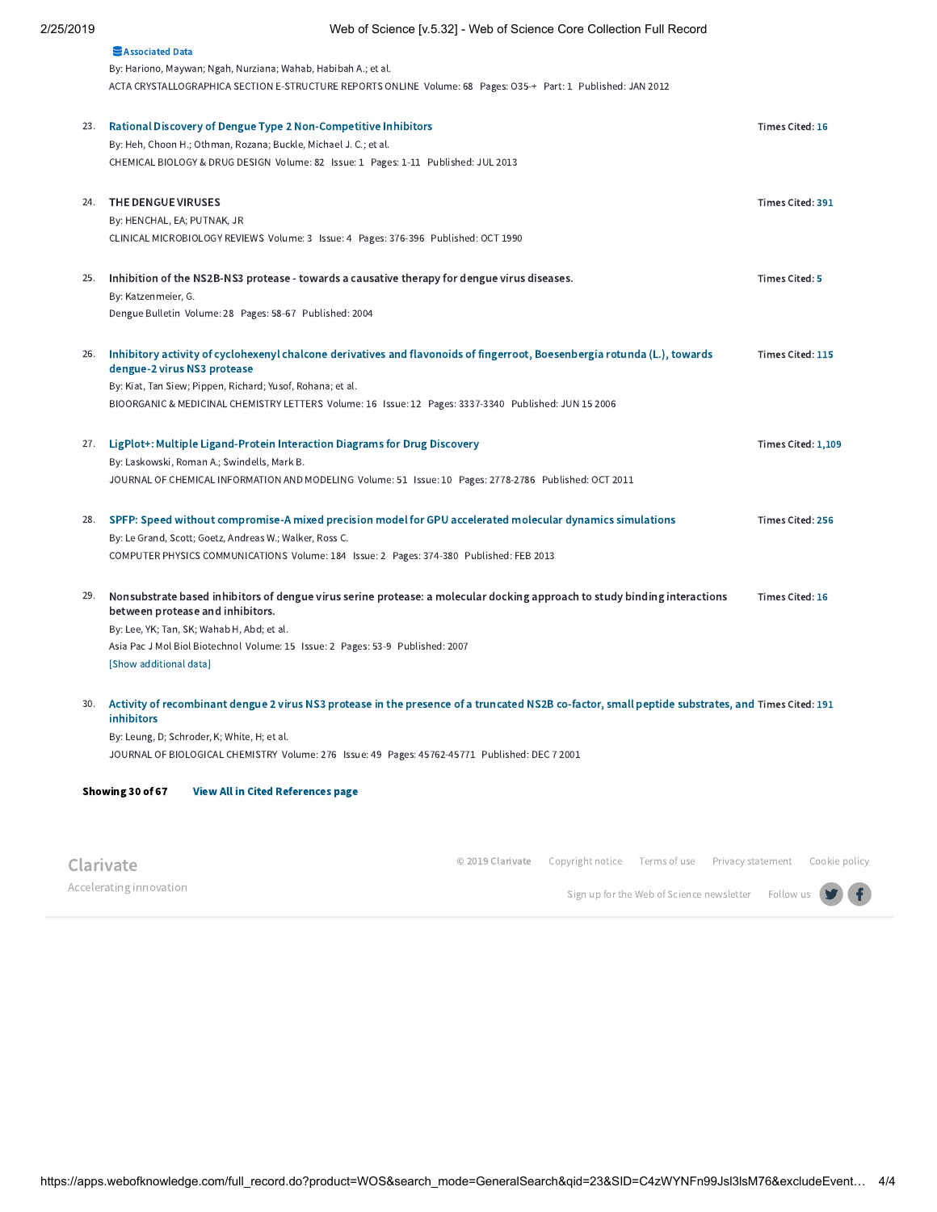Associated Data

By: Hariono, Maywan; Ngah, Nurziana; Wahab, Habibah A.; et al.

ACTA CRYSTALLOGRAPHICA SECTION E-STRUCTURE REPORTS ONLINE Volume: 68 Pages: O35-+ Part: 1 Published: JAN 2012

23. **Rational Discovery of Dengue Type 2 Non-Competitive Inhibitors** — Times Cited: 16
By: Heh, Choon H.; Othman, Rozana; Buckle, Michael J. C.; et al.
CHEMICAL BIOLOGY & DRUG DESIGN Volume: 82 Issue: 1 Pages: 1-11 Published: JUL 2013

24. **THE DENGUE VIRUSES** — Times Cited: 391
By: HENCHAL, EA; PUTNAK, JR
CLINICAL MICROBIOLOGY REVIEWS Volume: 3 Issue: 4 Pages: 376-396 Published: OCT 1990

25. **Inhibition of the NS2B-NS3 protease - towards a causative therapy for dengue virus diseases.** — Times Cited: 5
By: Katzenmeier, G.
Dengue Bulletin Volume: 28 Pages: 58-67 Published: 2004

26. **Inhibitory activity of cyclohexenyl chalcone derivatives and flavonoids of fingerroot, Boesenbergia rotunda (L.), towards dengue-2 virus NS3 protease** — Times Cited: 115
By: Kiat, Tan Siew; Pippen, Richard; Yusof, Rohana; et al.
BIOORGANIC & MEDICINAL CHEMISTRY LETTERS Volume: 16 Issue: 12 Pages: 3337-3340 Published: JUN 15 2006

27. **LigPlot+: Multiple Ligand-Protein Interaction Diagrams for Drug Discovery** — Times Cited: 1,109
By: Laskowski, Roman A.; Swindells, Mark B.
JOURNAL OF CHEMICAL INFORMATION AND MODELING Volume: 51 Issue: 10 Pages: 2778-2786 Published: OCT 2011

28. **SPFP: Speed without compromise-A mixed precision model for GPU accelerated molecular dynamics simulations** — Times Cited: 256
By: Le Grand, Scott; Goetz, Andreas W.; Walker, Ross C.
COMPUTER PHYSICS COMMUNICATIONS Volume: 184 Issue: 2 Pages: 374-380 Published: FEB 2013

29. **Nonsubstrate based inhibitors of dengue virus serine protease: a molecular docking approach to study binding interactions between protease and inhibitors.** — Times Cited: 16
By: Lee, YK; Tan, SK; Wahab H, Abd; et al.
Asia Pac J Mol Biol Biotechnol Volume: 15 Issue: 2 Pages: 53-9 Published: 2007
[Show additional data]

30. **Activity of recombinant dengue 2 virus NS3 protease in the presence of a truncated NS2B co-factor, small peptide substrates, and inhibitors** — Times Cited: 191
By: Leung, D; Schroder, K; White, H; et al.
JOURNAL OF BIOLOGICAL CHEMISTRY Volume: 276 Issue: 49 Pages: 45762-45771 Published: DEC 7 2001

**Showing 30 of 67** **View All in Cited References page**

Clarivate
Accelerating innovation

© 2019 Clarivate Copyright notice Terms of use Privacy statement Cookie policy

Sign up for the Web of Science newsletter Follow us